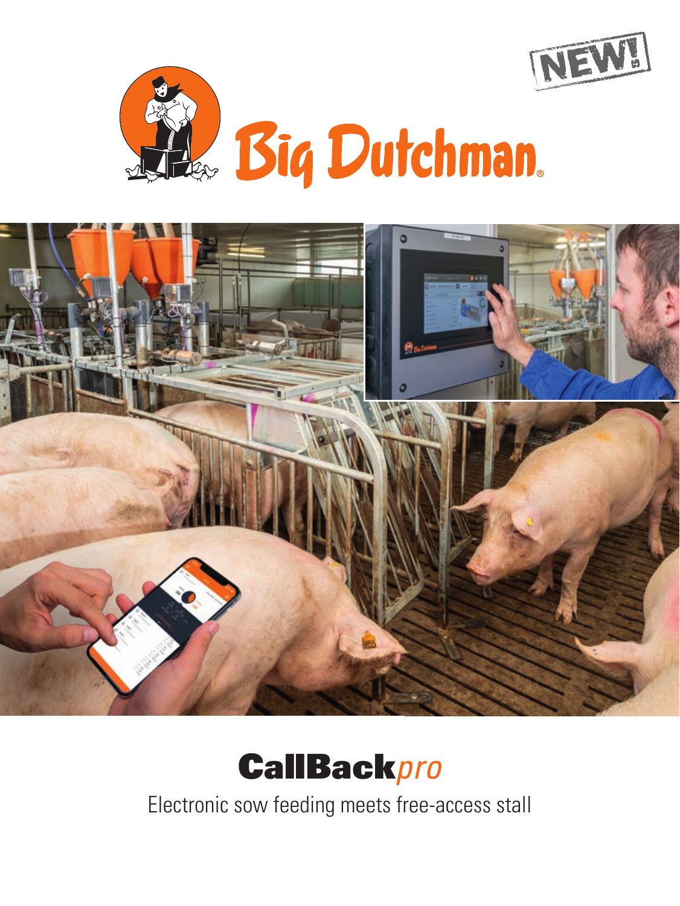NEW!

Big Dutchman

# Call**Back***pro*

Electronic sow feeding meets free-access stall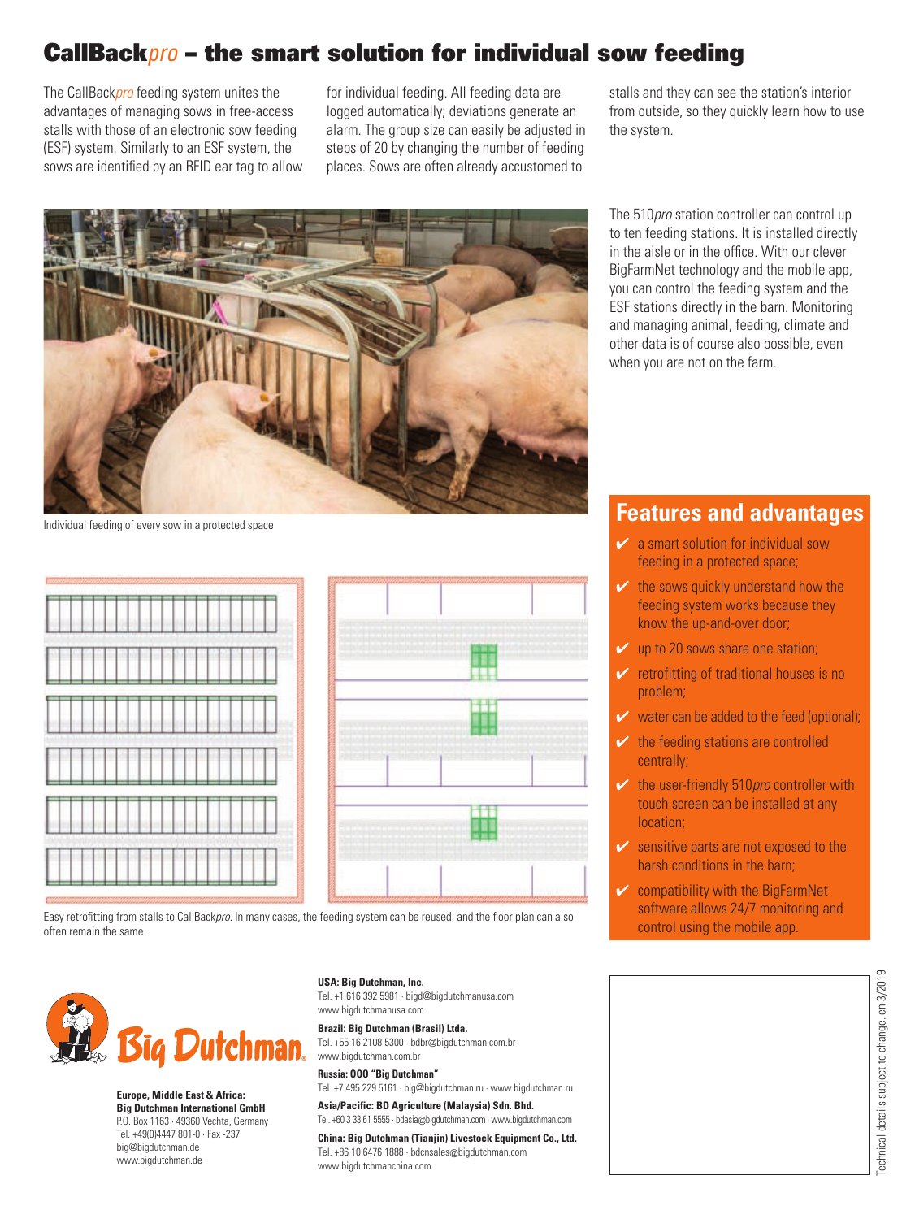# CallBack*pro* – the smart solution for individual sow feeding

The CallBack*pro* feeding system unites the advantages of managing sows in free-access stalls with those of an electronic sow feeding (ESF) system. Similarly to an ESF system, the sows are identified by an RFID ear tag to allow for individual feeding. All feeding data are logged automatically; deviations generate an alarm. The group size can easily be adjusted in steps of 20 by changing the number of feeding places. Sows are often already accustomed to stalls and they can see the station's interior from outside, so they quickly learn how to use the system.

Individual feeding of every sow in a protected space

The 510*pro* station controller can control up to ten feeding stations. It is installed directly in the aisle or in the office. With our clever BigFarmNet technology and the mobile app, you can control the feeding system and the ESF stations directly in the barn. Monitoring and managing animal, feeding, climate and other data is of course also possible, even when you are not on the farm.

Easy retrofitting from stalls to CallBack*pro*. In many cases, the feeding system can be reused, and the floor plan can also often remain the same.

## Features and advantages

- ✔ a smart solution for individual sow feeding in a protected space;
- ✔ the sows quickly understand how the feeding system works because they know the up-and-over door;
- ✔ up to 20 sows share one station;
- ✔ retrofitting of traditional houses is no problem;
- ✔ water can be added to the feed (optional);
- ✔ the feeding stations are controlled centrally;
- ✔ the user-friendly 510*pro* controller with touch screen can be installed at any location;
- ✔ sensitive parts are not exposed to the harsh conditions in the barn;
- ✔ compatibility with the BigFarmNet software allows 24/7 monitoring and control using the mobile app.

Big Dutchman

**Europe, Middle East & Africa:**
**Big Dutchman International GmbH**
P.O. Box 1163 · 49360 Vechta, Germany
Tel. +49(0)4447 801-0 · Fax -237
big@bigdutchman.de
www.bigdutchman.de

**USA: Big Dutchman, Inc.**
Tel. +1 616 392 5981 · bigd@bigdutchmanusa.com
www.bigdutchmanusa.com

**Brazil: Big Dutchman (Brasil) Ltda.**
Tel. +55 16 2108 5300 · bdbr@bigdutchman.com.br
www.bigdutchman.com.br

**Russia: OOO "Big Dutchman"**
Tel. +7 495 229 5161 · big@bigdutchman.ru · www.bigdutchman.ru

**Asia/Pacific: BD Agriculture (Malaysia) Sdn. Bhd.**
Tel. +60 3 33 61 5555 · bdasia@bigdutchman.com · www.bigdutchman.com

**China: Big Dutchman (Tianjin) Livestock Equipment Co., Ltd.**
Tel. +86 10 6476 1888 · bdcnsales@bigdutchman.com
www.bigdutchmanchina.com

Technical details subject to change. en 3/2019